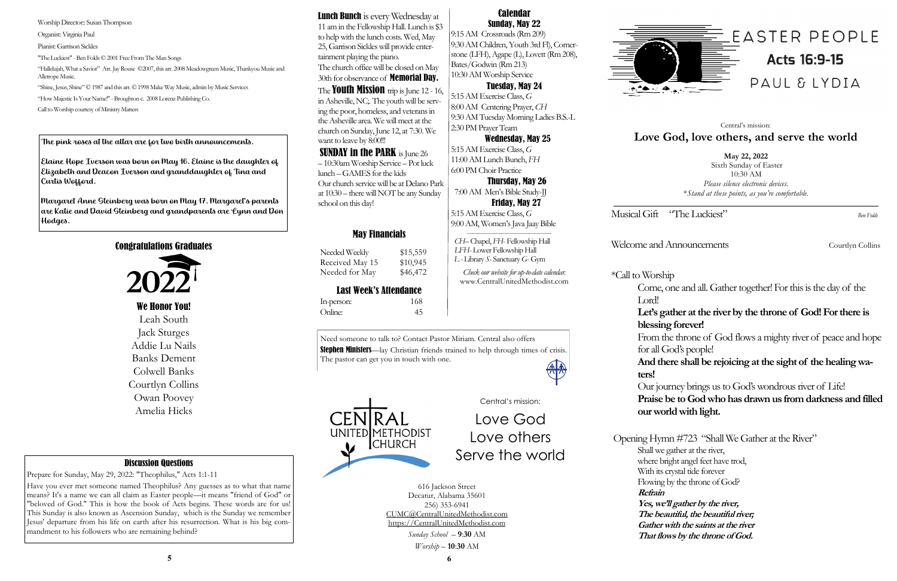Worship Director: Susan Thompson

Organist: Virginia Paul

Pianist: Garrison Sickles

"The Luckiest" - Ben Folds © 2001 Free From The Man Songs

"Hallelujah, What a Savior" Arr. Jay Rouse ©2007, this arr. 2008 Meadowgreen Music, Thankyou Music and Allerope Music.

"Shine, Jesus, Shine" © 1987 and this arr. © 1998 Make Way Music, admin by Music Services

"How Majestic Is Your Name!" - Broughton c. 2008 Lorenz Publishing Co.

Call to Worship courtesy of Ministry Matters

The pink roses at the altar are for two birth announcements.

Elaine Hope Iverson was born on May 16. Elaine is the daughter of Elizabeth and Deacon Iverson and granddaughter of Tina and Curtis Wofford.

Margaret Anne Steinberg was born on May 17. Margaret's parents are Katie and David Steinberg and grandparents are Lynn and Don Hodges.

## Congratulations Graduates

2022

**We Honor You!**

Leah South
Jack Sturges
Addie Lu Nails
Banks Dement
Colwell Banks
Courtlyn Collins
Owan Poovey
Amelia Hicks

## Discussion Questions

Prepare for Sunday, May 29, 2022: "Theophilus," Acts 1:1-11

Have you ever met someone named Theophilus? Any guesses as to what that name means? It's a name we can all claim as Easter people—it means "friend of God" or "beloved of God." This is how the book of Acts begins. These words are for us! This Sunday is also known as Ascension Sunday, which is the Sunday we remember Jesus' departure from his life on earth after his resurrection. What is his big commandment to his followers who are remaining behind?

**Lunch Bunch** is every Wednesday at 11 am in the Fellowship Hall. Lunch is $3 to help with the lunch costs. Wed, May 25, Garrison Sickles will provide entertainment playing the piano.

The church office will be closed on May 30th for observance of **Memorial Day.**

The **Youth Mission** trip is June 12 - 16, in Asheville, NC. The youth will be serving the poor, homeless, and veterans in the Asheville area. We will meet at the church on Sunday, June 12, at 7:30. We want to leave by 8:00!!!

**SUNDAY in the PARK** is June 26 – 10:30am Worship Service – Pot luck lunch – GAMES for the kids

Our church service will be at Delano Park at 10:30 – there will NOT be any Sunday school on this day!

## May Financials

| | |
|---|---|
| Needed Weekly | $15,559 |
| Received May 15 | $10,945 |
| Needed for May | $46,472 |

## Last Week's Attendance

| | |
|---|---|
| In-person: | 168 |
| Online: | 45 |

## Calendar

**Sunday, May 22**

9:15 AM Crossroads (Rm 209)
9:30 AM Children, Youth 3rd Fl), Cornerstone (LFH), Agape (L), Lovett (Rm 208), Bates/Godwin (Rm 213)
10:30 AM Worship Service

**Tuesday, May 24**

5:15 AM Exercise Class, *G*
8:00 AM Centering Prayer, *CH*
9:30 AM Tuesday Morning Ladies B.S.-L
2:30 PM Prayer Team

**Wednesday, May 25**

5:15 AM Exercise Class, *G*
11:00 AM Lunch Bunch, *FH*
6:00 PM Choir Practice

**Thursday, May 26**

7:00 AM Men's Bible Study-JJ

**Friday, May 27**

5:15 AM Exercise Class, *G*
9:00 AM, Women's Java Jaay Bible

*CH*– Chapel, *FH*- Fellowship Hall
*LFH*- Lower Fellowship Hall
*L* - Library *S*- Sanctuary *G*- Gym

*Check our website for up-to-date calendar.*
www.CentralUnitedMethodist.com

Need someone to talk to? Contact Pastor Miriam. Central also offers **Stephen Ministers**—lay Christian friends trained to help through times of crisis. The pastor can get you in touch with one.

CENTRAL UNITED METHODIST CHURCH

Central's mission:

Love God
Love others
Serve the world

616 Jackson Street
Decatur, Alabama 35601
256) 353-6941
CUMC@CentralUnitedMethodist.com
https://CentralUnitedMethodist.com

*Sunday School* – **9:30** AM
*Worship* – **10:30** AM

# EASTER PEOPLE
## Acts 16:9-15
## PAUL & LYDIA

Central's mission:

**Love God, love others, and serve the world**

**May 22, 2022**
Sixth Sunday of Easter
10:30 AM
*Please silence electronic devices.*
*\*Stand at these points, as you're comfortable.*

Musical Gift "The Luckiest" *Ben Folds*

Welcome and Announcements Courtlyn Collins

\*Call to Worship

Come, one and all. Gather together! For this is the day of the Lord!

**Let's gather at the river by the throne of God! For there is blessing forever!**

From the throne of God flows a mighty river of peace and hope for all God's people!

**And there shall be rejoicing at the sight of the healing waters!**

Our journey brings us to God's wondrous river of Life!

**Praise be to God who has drawn us from darkness and filled our world with light.**

Opening Hymn #723 "Shall We Gather at the River"

Shall we gather at the river,
where bright angel feet have trod,
With its crystal tide forever
Flowing by the throne of God?

***Refrain***

***Yes, we'll gather by the river,***
***The beautiful, the beautiful river;***
***Gather with the saints at the river***
***That flows by the throne of God.***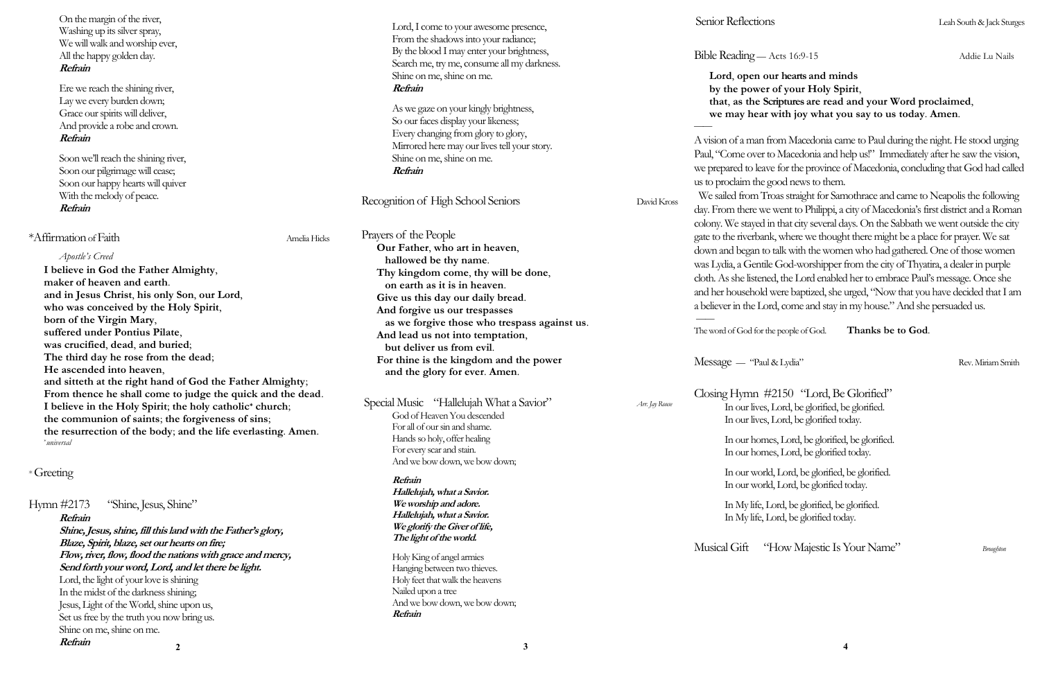On the margin of the river,
Washing up its silver spray,
We will walk and worship ever,
All the happy golden day.
***Refrain***

Ere we reach the shining river,
Lay we every burden down;
Grace our spirits will deliver,
And provide a robe and crown.
***Refrain***

Soon we'll reach the shining river,
Soon our pilgrimage will cease;
Soon our happy hearts will quiver
With the melody of peace.
***Refrain***

\*Affirmation of Faith — Amelia Hicks

*Apostle's Creed*

**I believe in God the Father Almighty,**
**maker of heaven and earth.**
**and in Jesus Christ, his only Son, our Lord,**
**who was conceived by the Holy Spirit,**
**born of the Virgin Mary,**
**suffered under Pontius Pilate,**
**was crucified, dead, and buried;**
**The third day he rose from the dead;**
**He ascended into heaven,**
**and sitteth at the right hand of God the Father Almighty;**
**From thence he shall come to judge the quick and the dead.**
**I believe in the Holy Spirit; the holy catholic\* church;**
**the communion of saints; the forgiveness of sins;**
**the resurrection of the body; and the life everlasting. Amen.**
*\*universal*

\* Greeting

Hymn #2173 "Shine, Jesus, Shine"

***Refrain***
***Shine, Jesus, shine, fill this land with the Father's glory,***
***Blaze, Spirit, blaze, set our hearts on fire;***
***Flow, river, flow, flood the nations with grace and mercy,***
***Send forth your word, Lord, and let there be light.***

Lord, the light of your love is shining
In the midst of the darkness shining;
Jesus, Light of the World, shine upon us,
Set us free by the truth you now bring us.
Shine on me, shine on me.
***Refrain***

Lord, I come to your awesome presence,
From the shadows into your radiance;
By the blood I may enter your brightness,
Search me, try me, consume all my darkness.
Shine on me, shine on me.
***Refrain***

As we gaze on your kingly brightness,
So our faces display your likeness;
Every changing from glory to glory,
Mirrored here may our lives tell your story.
Shine on me, shine on me.
***Refrain***

Recognition of High School Seniors — David Kross

Prayers of the People

**Our Father, who art in heaven,**
**hallowed be thy name.**
**Thy kingdom come, thy will be done,**
**on earth as it is in heaven.**
**Give us this day our daily bread.**
**And forgive us our trespasses**
**as we forgive those who trespass against us.**
**And lead us not into temptation,**
**but deliver us from evil.**
**For thine is the kingdom and the power**
**and the glory for ever. Amen.**

Special Music "Hallelujah What a Savior" — *Arr. Jay Rouse*

God of Heaven You descended
For all of our sin and shame.
Hands so holy, offer healing
For every scar and stain.
And we bow down, we bow down;

***Refrain***
***Hallelujah, what a Savior.***
***We worship and adore.***
***Hallelujah, what a Savior.***
***We glorify the Giver of life,***
***The light of the world.***

Holy King of angel armies
Hanging between two thieves.
Holy feet that walk the heavens
Nailed upon a tree
And we bow down, we bow down;
***Refrain***

Senior Reflections — Leah South & Jack Sturges

Bible Reading — Acts 16:9-15 — Addie Lu Nails

**Lord, open our hearts and minds**
**by the power of your Holy Spirit,**
**that, as the Scriptures are read and your Word proclaimed,**
**we may hear with joy what you say to us today. Amen.**

A vision of a man from Macedonia came to Paul during the night. He stood urging Paul, "Come over to Macedonia and help us!" Immediately after he saw the vision, we prepared to leave for the province of Macedonia, concluding that God had called us to proclaim the good news to them.

We sailed from Troas straight for Samothrace and came to Neapolis the following day. From there we went to Philippi, a city of Macedonia's first district and a Roman colony. We stayed in that city several days. On the Sabbath we went outside the city gate to the riverbank, where we thought there might be a place for prayer. We sat down and began to talk with the women who had gathered. One of those women was Lydia, a Gentile God-worshipper from the city of Thyatira, a dealer in purple cloth. As she listened, the Lord enabled her to embrace Paul's message. Once she and her household were baptized, she urged, "Now that you have decided that I am a believer in the Lord, come and stay in my house." And she persuaded us.

The word of God for the people of God. **Thanks be to God.**

Message — "Paul & Lydia" — Rev. Miriam Smith

Closing Hymn #2150 "Lord, Be Glorified"

In our lives, Lord, be glorified, be glorified.
In our lives, Lord, be glorified today.

In our homes, Lord, be glorified, be glorified.
In our homes, Lord, be glorified today.

In our world, Lord, be glorified, be glorified.
In our world, Lord, be glorified today.

In My life, Lord, be glorified, be glorified.
In My life, Lord, be glorified today.

Musical Gift "How Majestic Is Your Name" — *Broughton*